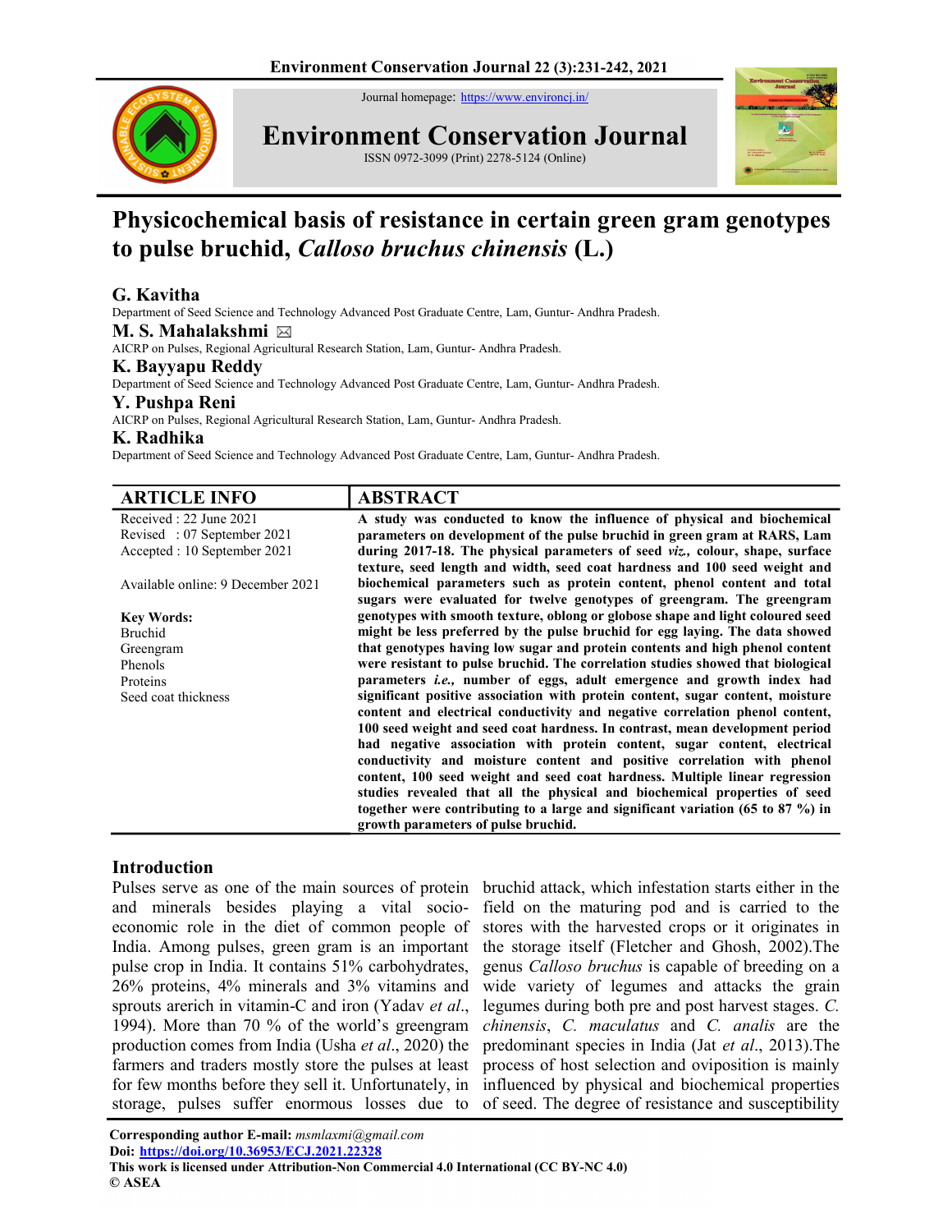Journal homepage: https://www.environcj.in/

# Environment Conservation Journal

ISSN 0972-3099 (Print) 2278-5124 (Online)

# Physicochemical basis of resistance in certain green gram genotypes to pulse bruchid, *Calloso bruchus chinensis* (L.)

**G. Kavitha**
Department of Seed Science and Technology Advanced Post Graduate Centre, Lam, Guntur- Andhra Pradesh.

**M. S. Mahalakshmi** ✉
AICRP on Pulses, Regional Agricultural Research Station, Lam, Guntur- Andhra Pradesh.

**K. Bayyapu Reddy**
Department of Seed Science and Technology Advanced Post Graduate Centre, Lam, Guntur- Andhra Pradesh.

**Y. Pushpa Reni**
AICRP on Pulses, Regional Agricultural Research Station, Lam, Guntur- Andhra Pradesh.

**K. Radhika**
Department of Seed Science and Technology Advanced Post Graduate Centre, Lam, Guntur- Andhra Pradesh.

## ARTICLE INFO

Received : 22 June 2021
Revised : 07 September 2021
Accepted : 10 September 2021

Available online: 9 December 2021

**Key Words:**
Bruchid
Greengram
Phenols
Proteins
Seed coat thickness

## ABSTRACT

**A study was conducted to know the influence of physical and biochemical parameters on development of the pulse bruchid in green gram at RARS, Lam during 2017-18. The physical parameters of seed *viz.,* colour, shape, surface texture, seed length and width, seed coat hardness and 100 seed weight and biochemical parameters such as protein content, phenol content and total sugars were evaluated for twelve genotypes of greengram. The greengram genotypes with smooth texture, oblong or globose shape and light coloured seed might be less preferred by the pulse bruchid for egg laying. The data showed that genotypes having low sugar and protein contents and high phenol content were resistant to pulse bruchid. The correlation studies showed that biological parameters *i.e.,* number of eggs, adult emergence and growth index had significant positive association with protein content, sugar content, moisture content and electrical conductivity and negative correlation phenol content, 100 seed weight and seed coat hardness. In contrast, mean development period had negative association with protein content, sugar content, electrical conductivity and moisture content and positive correlation with phenol content, 100 seed weight and seed coat hardness. Multiple linear regression studies revealed that all the physical and biochemical properties of seed together were contributing to a large and significant variation (65 to 87 %) in growth parameters of pulse bruchid.**

## Introduction

Pulses serve as one of the main sources of protein and minerals besides playing a vital socio-economic role in the diet of common people of India. Among pulses, green gram is an important pulse crop in India. It contains 51% carbohydrates, 26% proteins, 4% minerals and 3% vitamins and sprouts arerich in vitamin-C and iron (Yadav *et al*., 1994). More than 70 % of the world's greengram production comes from India (Usha *et al*., 2020) the farmers and traders mostly store the pulses at least for few months before they sell it. Unfortunately, in storage, pulses suffer enormous losses due to bruchid attack, which infestation starts either in the field on the maturing pod and is carried to the stores with the harvested crops or it originates in the storage itself (Fletcher and Ghosh, 2002).The genus *Calloso bruchus* is capable of breeding on a wide variety of legumes and attacks the grain legumes during both pre and post harvest stages. *C. chinensis*, *C. maculatus* and *C. analis* are the predominant species in India (Jat *et al*., 2013).The process of host selection and oviposition is mainly influenced by physical and biochemical properties of seed. The degree of resistance and susceptibility

**Corresponding author E-mail:** *msmlaxmi@gmail.com*
**Doi:** https://doi.org/10.36953/ECJ.2021.22328
**This work is licensed under Attribution-Non Commercial 4.0 International (CC BY-NC 4.0)**
**© ASEA**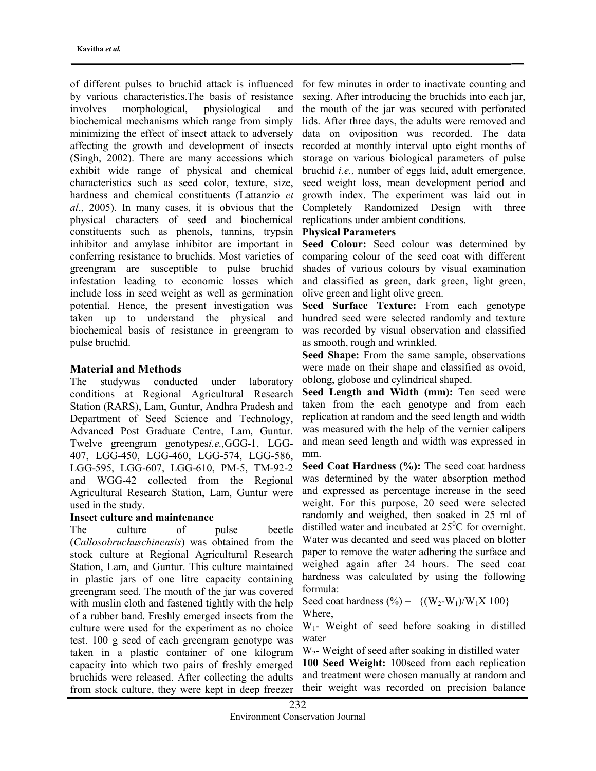of different pulses to bruchid attack is influenced by various characteristics.The basis of resistance involves morphological, physiological and biochemical mechanisms which range from simply minimizing the effect of insect attack to adversely affecting the growth and development of insects (Singh, 2002). There are many accessions which exhibit wide range of physical and chemical characteristics such as seed color, texture, size, hardness and chemical constituents (Lattanzio *et al*., 2005). In many cases, it is obvious that the physical characters of seed and biochemical constituents such as phenols, tannins, trypsin inhibitor and amylase inhibitor are important in conferring resistance to bruchids. Most varieties of greengram are susceptible to pulse bruchid infestation leading to economic losses which include loss in seed weight as well as germination potential. Hence, the present investigation was taken up to understand the physical and biochemical basis of resistance in greengram to pulse bruchid.

## Material and Methods

The studywas conducted under laboratory conditions at Regional Agricultural Research Station (RARS), Lam, Guntur, Andhra Pradesh and Department of Seed Science and Technology, Advanced Post Graduate Centre, Lam, Guntur. Twelve greengram genotypes*i.e.,*GGG-1, LGG-407, LGG-450, LGG-460, LGG-574, LGG-586, LGG-595, LGG-607, LGG-610, PM-5, TM-92-2 and WGG-42 collected from the Regional Agricultural Research Station, Lam, Guntur were used in the study.

### Insect culture and maintenance

The culture of pulse beetle (*Callosobruchuschinensis*) was obtained from the stock culture at Regional Agricultural Research Station, Lam, and Guntur. This culture maintained in plastic jars of one litre capacity containing greengram seed. The mouth of the jar was covered with muslin cloth and fastened tightly with the help of a rubber band. Freshly emerged insects from the culture were used for the experiment as no choice test. 100 g seed of each greengram genotype was taken in a plastic container of one kilogram capacity into which two pairs of freshly emerged bruchids were released. After collecting the adults from stock culture, they were kept in deep freezer for few minutes in order to inactivate counting and sexing. After introducing the bruchids into each jar, the mouth of the jar was secured with perforated lids. After three days, the adults were removed and data on oviposition was recorded. The data recorded at monthly interval upto eight months of storage on various biological parameters of pulse bruchid *i.e.,* number of eggs laid, adult emergence, seed weight loss, mean development period and growth index. The experiment was laid out in Completely Randomized Design with three replications under ambient conditions.

### Physical Parameters

**Seed Colour:** Seed colour was determined by comparing colour of the seed coat with different shades of various colours by visual examination and classified as green, dark green, light green, olive green and light olive green.

**Seed Surface Texture:** From each genotype hundred seed were selected randomly and texture was recorded by visual observation and classified as smooth, rough and wrinkled.

**Seed Shape:** From the same sample, observations were made on their shape and classified as ovoid, oblong, globose and cylindrical shaped.

**Seed Length and Width (mm):** Ten seed were taken from the each genotype and from each replication at random and the seed length and width was measured with the help of the vernier calipers and mean seed length and width was expressed in mm.

**Seed Coat Hardness (%):** The seed coat hardness was determined by the water absorption method and expressed as percentage increase in the seed weight. For this purpose, 20 seed were selected randomly and weighed, then soaked in 25 ml of distilled water and incubated at $25^0$C for overnight. Water was decanted and seed was placed on blotter paper to remove the water adhering the surface and weighed again after 24 hours. The seed coat hardness was calculated by using the following formula:

Seed coat hardness (%) = $\{(W_2-W_1)/W_1 X\ 100\}$

Where,

$W_1$- Weight of seed before soaking in distilled water

$W_2$- Weight of seed after soaking in distilled water

**100 Seed Weight:** 100seed from each replication and treatment were chosen manually at random and their weight was recorded on precision balance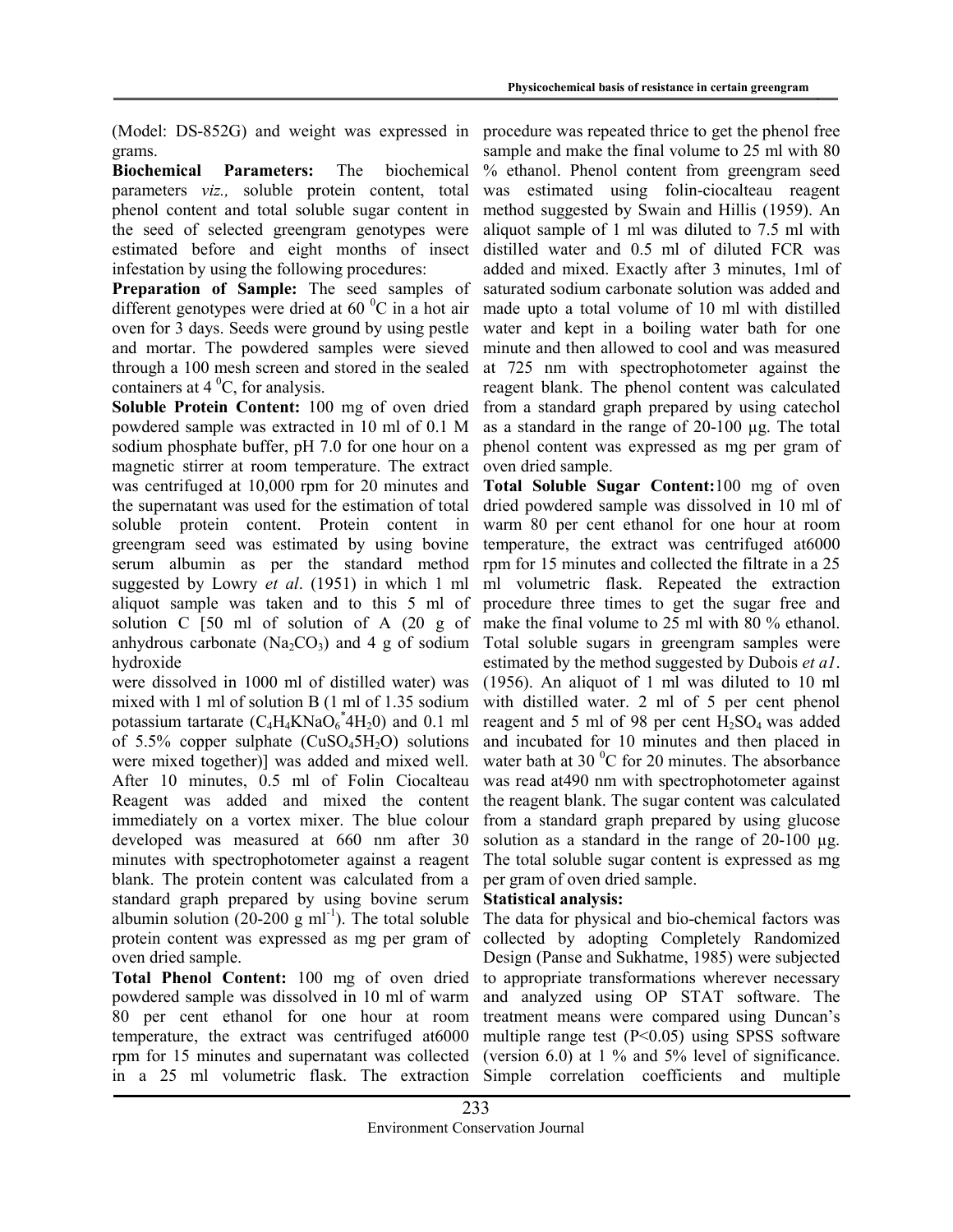(Model: DS-852G) and weight was expressed in grams.

**Biochemical Parameters:** The biochemical parameters *viz.,* soluble protein content, total phenol content and total soluble sugar content in the seed of selected greengram genotypes were estimated before and eight months of insect infestation by using the following procedures:

**Preparation of Sample:** The seed samples of different genotypes were dried at 60 $^0$C in a hot air oven for 3 days. Seeds were ground by using pestle and mortar. The powdered samples were sieved through a 100 mesh screen and stored in the sealed containers at 4 $^0$C, for analysis.

**Soluble Protein Content:** 100 mg of oven dried powdered sample was extracted in 10 ml of 0.1 M sodium phosphate buffer, pH 7.0 for one hour on a magnetic stirrer at room temperature. The extract was centrifuged at 10,000 rpm for 20 minutes and the supernatant was used for the estimation of total soluble protein content. Protein content in greengram seed was estimated by using bovine serum albumin as per the standard method suggested by Lowry *et al*. (1951) in which 1 ml aliquot sample was taken and to this 5 ml of solution C [50 ml of solution of A (20 g of anhydrous carbonate ($Na_2CO_3$) and 4 g of sodium hydroxide were dissolved in 1000 ml of distilled water) was mixed with 1 ml of solution B (1 ml of 1.35 sodium potassium tartarate ($C_4H_4KNaO_6{}^*4H_20$) and 0.1 ml of 5.5% copper sulphate ($CuSO_45H_2O$) solutions were mixed together)] was added and mixed well. After 10 minutes, 0.5 ml of Folin Ciocalteu Reagent was added and mixed the content immediately on a vortex mixer. The blue colour developed was measured at 660 nm after 30 minutes with spectrophotometer against a reagent blank. The protein content was calculated from a standard graph prepared by using bovine serum albumin solution (20-200 g ml$^{-1}$). The total soluble protein content was expressed as mg per gram of oven dried sample.

**Total Phenol Content:** 100 mg of oven dried powdered sample was dissolved in 10 ml of warm 80 per cent ethanol for one hour at room temperature, the extract was centrifuged at6000 rpm for 15 minutes and supernatant was collected in a 25 ml volumetric flask. The extraction procedure was repeated thrice to get the phenol free sample and make the final volume to 25 ml with 80 % ethanol. Phenol content from greengram seed was estimated using folin-ciocalteau reagent method suggested by Swain and Hillis (1959). An aliquot sample of 1 ml was diluted to 7.5 ml with distilled water and 0.5 ml of diluted FCR was added and mixed. Exactly after 3 minutes, 1ml of saturated sodium carbonate solution was added and made upto a total volume of 10 ml with distilled water and kept in a boiling water bath for one minute and then allowed to cool and was measured at 725 nm with spectrophotometer against the reagent blank. The phenol content was calculated from a standard graph prepared by using catechol as a standard in the range of 20-100 µg. The total phenol content was expressed as mg per gram of oven dried sample.

**Total Soluble Sugar Content:**100 mg of oven dried powdered sample was dissolved in 10 ml of warm 80 per cent ethanol for one hour at room temperature, the extract was centrifuged at6000 rpm for 15 minutes and collected the filtrate in a 25 ml volumetric flask. Repeated the extraction procedure three times to get the sugar free and make the final volume to 25 ml with 80 % ethanol. Total soluble sugars in greengram samples were estimated by the method suggested by Dubois *et a1*. (1956). An aliquot of 1 ml was diluted to 10 ml with distilled water. 2 ml of 5 per cent phenol reagent and 5 ml of 98 per cent $H_2SO_4$ was added and incubated for 10 minutes and then placed in water bath at 30 $^0$C for 20 minutes. The absorbance was read at490 nm with spectrophotometer against the reagent blank. The sugar content was calculated from a standard graph prepared by using glucose solution as a standard in the range of 20-100 µg. The total soluble sugar content is expressed as mg per gram of oven dried sample.

**Statistical analysis:**

The data for physical and bio-chemical factors was collected by adopting Completely Randomized Design (Panse and Sukhatme, 1985) were subjected to appropriate transformations wherever necessary and analyzed using OP STAT software. The treatment means were compared using Duncan's multiple range test ($P<0.05$) using SPSS software (version 6.0) at 1 % and 5% level of significance. Simple correlation coefficients and multiple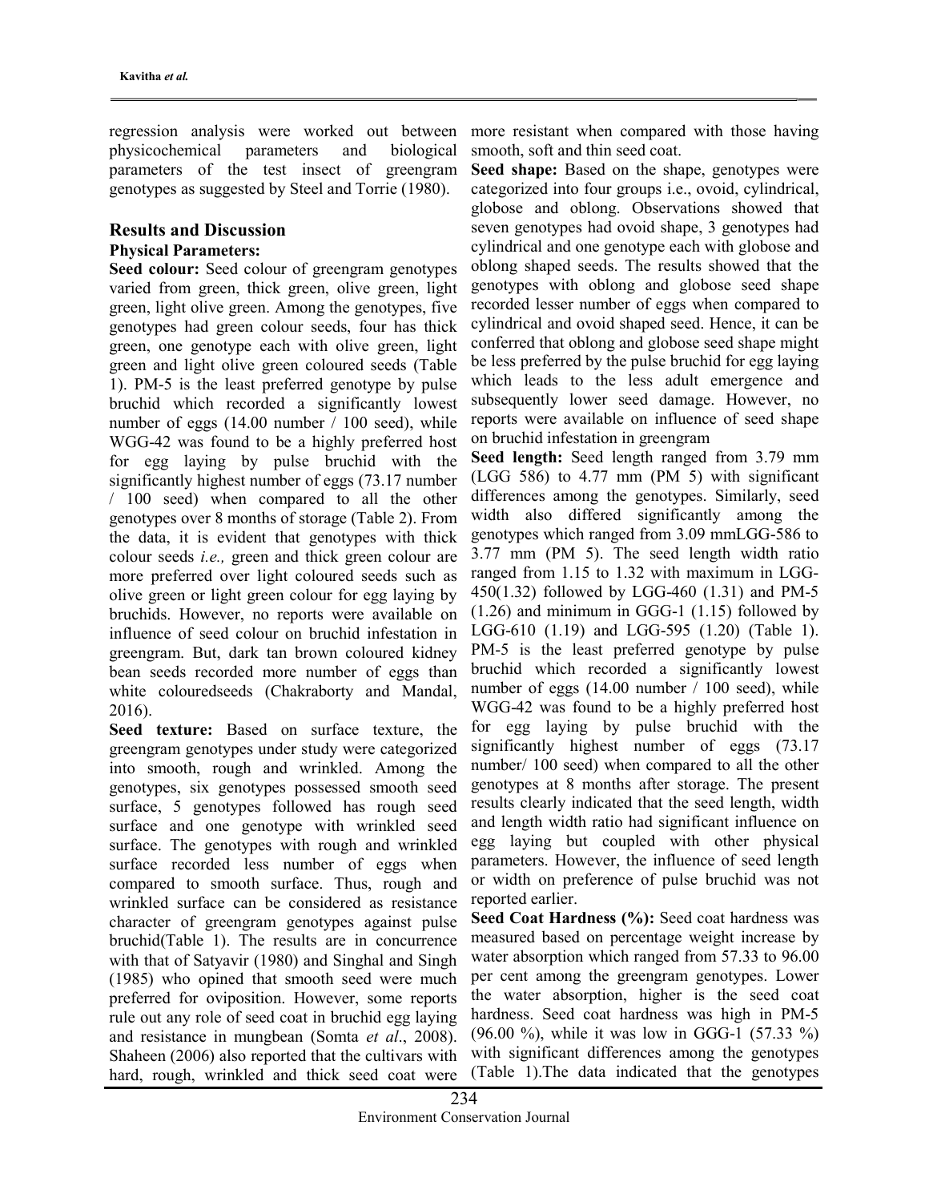regression analysis were worked out between physicochemical parameters and biological parameters of the test insect of greengram genotypes as suggested by Steel and Torrie (1980).

## Results and Discussion

### Physical Parameters:

**Seed colour:** Seed colour of greengram genotypes varied from green, thick green, olive green, light green, light olive green. Among the genotypes, five genotypes had green colour seeds, four has thick green, one genotype each with olive green, light green and light olive green coloured seeds (Table 1). PM-5 is the least preferred genotype by pulse bruchid which recorded a significantly lowest number of eggs (14.00 number / 100 seed), while WGG-42 was found to be a highly preferred host for egg laying by pulse bruchid with the significantly highest number of eggs (73.17 number / 100 seed) when compared to all the other genotypes over 8 months of storage (Table 2). From the data, it is evident that genotypes with thick colour seeds *i.e.,* green and thick green colour are more preferred over light coloured seeds such as olive green or light green colour for egg laying by bruchids. However, no reports were available on influence of seed colour on bruchid infestation in greengram. But, dark tan brown coloured kidney bean seeds recorded more number of eggs than white colouredseeds (Chakraborty and Mandal, 2016).

**Seed texture:** Based on surface texture, the greengram genotypes under study were categorized into smooth, rough and wrinkled. Among the genotypes, six genotypes possessed smooth seed surface, 5 genotypes followed has rough seed surface and one genotype with wrinkled seed surface. The genotypes with rough and wrinkled surface recorded less number of eggs when compared to smooth surface. Thus, rough and wrinkled surface can be considered as resistance character of greengram genotypes against pulse bruchid(Table 1). The results are in concurrence with that of Satyavir (1980) and Singhal and Singh (1985) who opined that smooth seed were much preferred for oviposition. However, some reports rule out any role of seed coat in bruchid egg laying and resistance in mungbean (Somta *et al*., 2008). Shaheen (2006) also reported that the cultivars with hard, rough, wrinkled and thick seed coat were more resistant when compared with those having smooth, soft and thin seed coat.

**Seed shape:** Based on the shape, genotypes were categorized into four groups i.e., ovoid, cylindrical, globose and oblong. Observations showed that seven genotypes had ovoid shape, 3 genotypes had cylindrical and one genotype each with globose and oblong shaped seeds. The results showed that the genotypes with oblong and globose seed shape recorded lesser number of eggs when compared to cylindrical and ovoid shaped seed. Hence, it can be conferred that oblong and globose seed shape might be less preferred by the pulse bruchid for egg laying which leads to the less adult emergence and subsequently lower seed damage. However, no reports were available on influence of seed shape on bruchid infestation in greengram

**Seed length:** Seed length ranged from 3.79 mm (LGG 586) to 4.77 mm (PM 5) with significant differences among the genotypes. Similarly, seed width also differed significantly among the genotypes which ranged from 3.09 mmLGG-586 to 3.77 mm (PM 5). The seed length width ratio ranged from 1.15 to 1.32 with maximum in LGG-450(1.32) followed by LGG-460 (1.31) and PM-5 (1.26) and minimum in GGG-1 (1.15) followed by LGG-610 (1.19) and LGG-595 (1.20) (Table 1). PM-5 is the least preferred genotype by pulse bruchid which recorded a significantly lowest number of eggs (14.00 number / 100 seed), while WGG-42 was found to be a highly preferred host for egg laying by pulse bruchid with the significantly highest number of eggs (73.17 number/ 100 seed) when compared to all the other genotypes at 8 months after storage. The present results clearly indicated that the seed length, width and length width ratio had significant influence on egg laying but coupled with other physical parameters. However, the influence of seed length or width on preference of pulse bruchid was not reported earlier.

**Seed Coat Hardness (%):** Seed coat hardness was measured based on percentage weight increase by water absorption which ranged from 57.33 to 96.00 per cent among the greengram genotypes. Lower the water absorption, higher is the seed coat hardness. Seed coat hardness was high in PM-5 (96.00 %), while it was low in GGG-1 (57.33 %) with significant differences among the genotypes (Table 1).The data indicated that the genotypes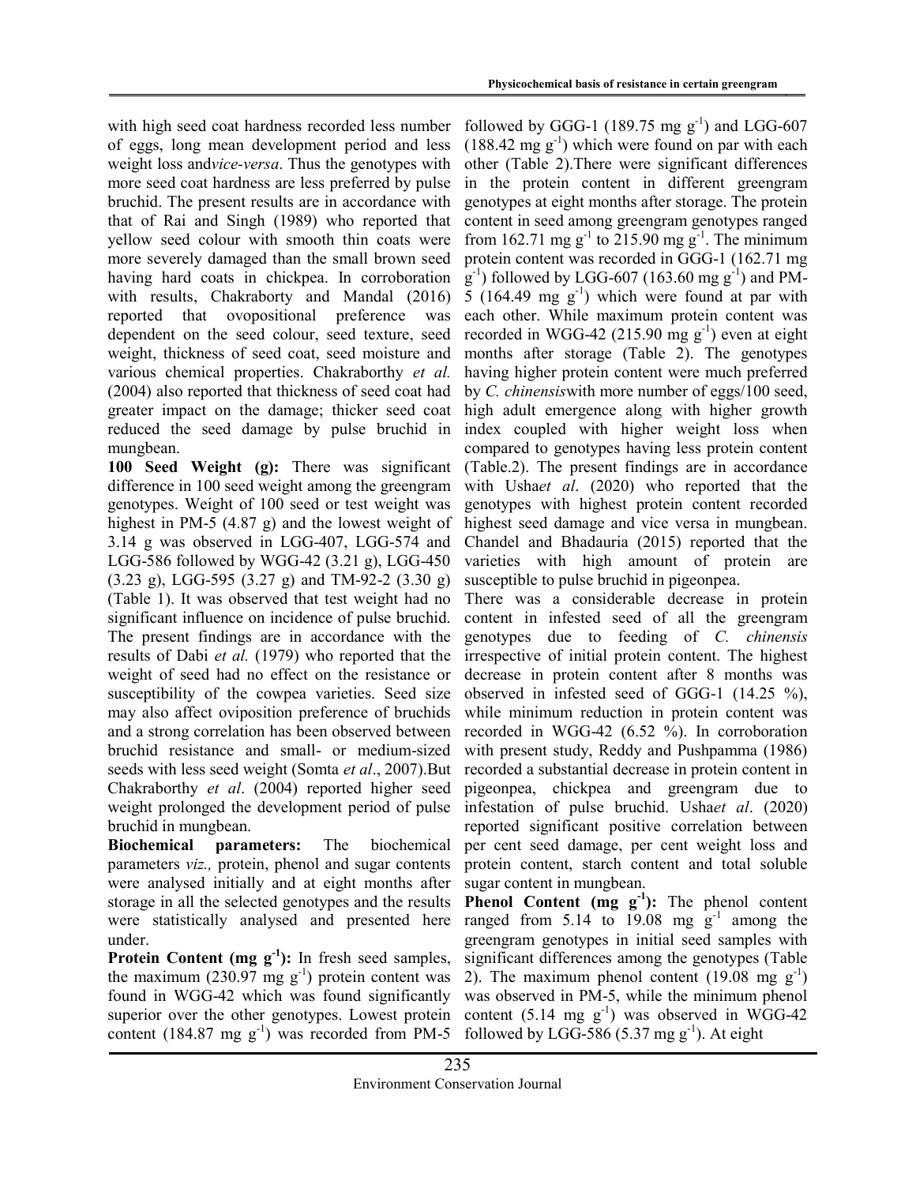with high seed coat hardness recorded less number of eggs, long mean development period and less weight loss and*vice-versa*. Thus the genotypes with more seed coat hardness are less preferred by pulse bruchid. The present results are in accordance with that of Rai and Singh (1989) who reported that yellow seed colour with smooth thin coats were more severely damaged than the small brown seed having hard coats in chickpea. In corroboration with results, Chakraborty and Mandal (2016) reported that ovopositional preference was dependent on the seed colour, seed texture, seed weight, thickness of seed coat, seed moisture and various chemical properties. Chakraborthy *et al.* (2004) also reported that thickness of seed coat had greater impact on the damage; thicker seed coat reduced the seed damage by pulse bruchid in mungbean.

**100 Seed Weight (g):** There was significant difference in 100 seed weight among the greengram genotypes. Weight of 100 seed or test weight was highest in PM-5 (4.87 g) and the lowest weight of 3.14 g was observed in LGG-407, LGG-574 and LGG-586 followed by WGG-42 (3.21 g), LGG-450 (3.23 g), LGG-595 (3.27 g) and TM-92-2 (3.30 g) (Table 1). It was observed that test weight had no significant influence on incidence of pulse bruchid. The present findings are in accordance with the results of Dabi *et al.* (1979) who reported that the weight of seed had no effect on the resistance or susceptibility of the cowpea varieties. Seed size may also affect oviposition preference of bruchids and a strong correlation has been observed between bruchid resistance and small- or medium-sized seeds with less seed weight (Somta *et al*., 2007).But Chakraborthy *et al*. (2004) reported higher seed weight prolonged the development period of pulse bruchid in mungbean.

**Biochemical parameters:** The biochemical parameters *viz.,* protein, phenol and sugar contents were analysed initially and at eight months after storage in all the selected genotypes and the results were statistically analysed and presented here under.

**Protein Content (mg $g^{-1}$):** In fresh seed samples, the maximum (230.97 mg $g^{-1}$) protein content was found in WGG-42 which was found significantly superior over the other genotypes. Lowest protein content (184.87 mg $g^{-1}$) was recorded from PM-5 followed by GGG-1 (189.75 mg $g^{-1}$) and LGG-607 (188.42 mg $g^{-1}$) which were found on par with each other (Table 2).There were significant differences in the protein content in different greengram genotypes at eight months after storage. The protein content in seed among greengram genotypes ranged from 162.71 mg $g^{-1}$ to 215.90 mg $g^{-1}$. The minimum protein content was recorded in GGG-1 (162.71 mg $g^{-1}$) followed by LGG-607 (163.60 mg $g^{-1}$) and PM-5 (164.49 mg $g^{-1}$) which were found at par with each other. While maximum protein content was recorded in WGG-42 (215.90 mg $g^{-1}$) even at eight months after storage (Table 2). The genotypes having higher protein content were much preferred by *C. chinensis*with more number of eggs/100 seed, high adult emergence along with higher growth index coupled with higher weight loss when compared to genotypes having less protein content (Table.2). The present findings are in accordance with Usha*et al*. (2020) who reported that the genotypes with highest protein content recorded highest seed damage and vice versa in mungbean. Chandel and Bhadauria (2015) reported that the varieties with high amount of protein are susceptible to pulse bruchid in pigeonpea.

There was a considerable decrease in protein content in infested seed of all the greengram genotypes due to feeding of *C. chinensis* irrespective of initial protein content. The highest decrease in protein content after 8 months was observed in infested seed of GGG-1 (14.25 %), while minimum reduction in protein content was recorded in WGG-42 (6.52 %). In corroboration with present study, Reddy and Pushpamma (1986) recorded a substantial decrease in protein content in pigeonpea, chickpea and greengram due to infestation of pulse bruchid. Usha*et al*. (2020) reported significant positive correlation between per cent seed damage, per cent weight loss and protein content, starch content and total soluble sugar content in mungbean.

**Phenol Content (mg $g^{-1}$):** The phenol content ranged from 5.14 to 19.08 mg $g^{-1}$ among the greengram genotypes in initial seed samples with significant differences among the genotypes (Table 2). The maximum phenol content (19.08 mg $g^{-1}$) was observed in PM-5, while the minimum phenol content (5.14 mg $g^{-1}$) was observed in WGG-42 followed by LGG-586 (5.37 mg $g^{-1}$). At eight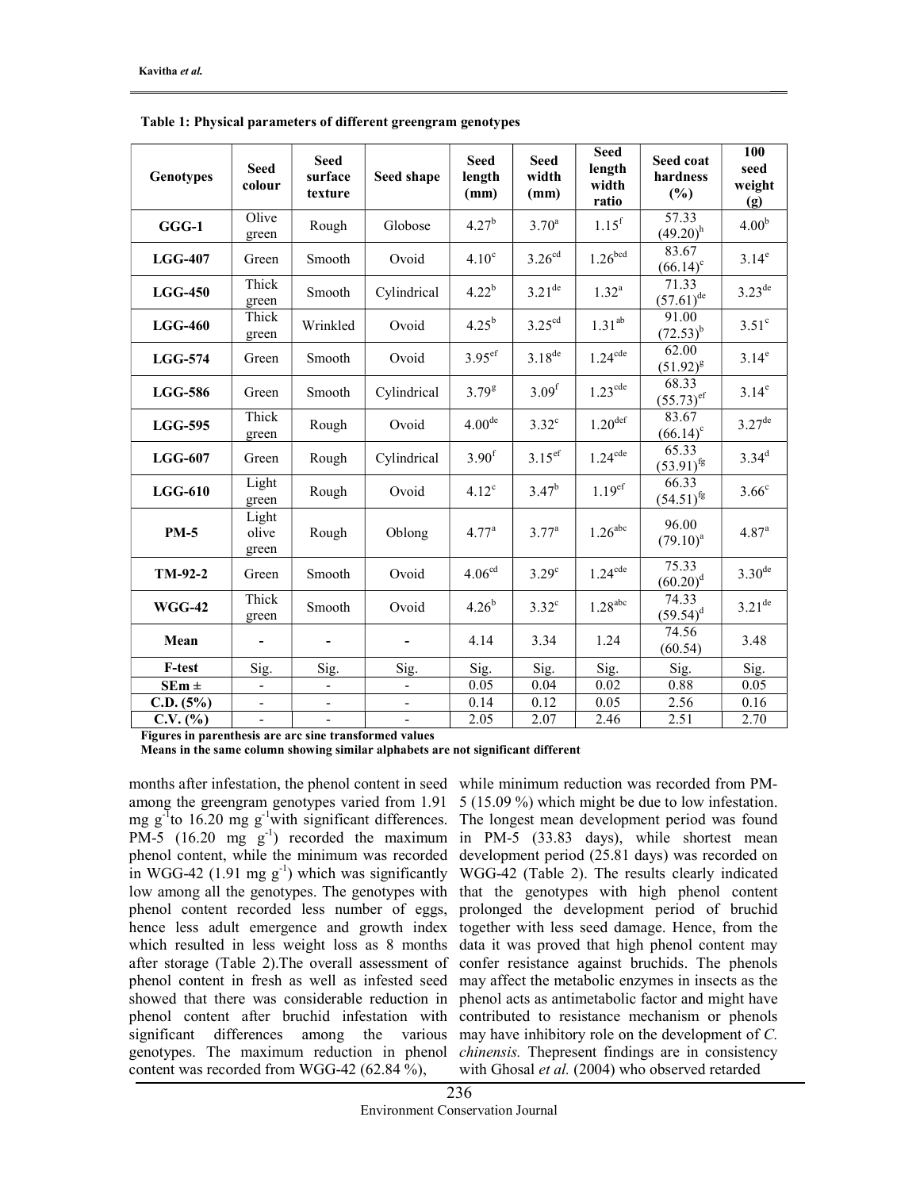**Table 1: Physical parameters of different greengram genotypes**

| Genotypes | Seed colour | Seed surface texture | Seed shape | Seed length (mm) | Seed width (mm) | Seed length width ratio | Seed coat hardness (%) | 100 seed weight (g) |
|---|---|---|---|---|---|---|---|---|
| **GGG-1** | Olive green | Rough | Globose | $4.27^{b}$ | $3.70^{a}$ | $1.15^{f}$ | 57.33 $(49.20)^{h}$ | $4.00^{b}$ |
| **LGG-407** | Green | Smooth | Ovoid | $4.10^{c}$ | $3.26^{cd}$ | $1.26^{bcd}$ | 83.67 $(66.14)^{c}$ | $3.14^{e}$ |
| **LGG-450** | Thick green | Smooth | Cylindrical | $4.22^{b}$ | $3.21^{de}$ | $1.32^{a}$ | 71.33 $(57.61)^{de}$ | $3.23^{de}$ |
| **LGG-460** | Thick green | Wrinkled | Ovoid | $4.25^{b}$ | $3.25^{cd}$ | $1.31^{ab}$ | 91.00 $(72.53)^{b}$ | $3.51^{c}$ |
| **LGG-574** | Green | Smooth | Ovoid | $3.95^{ef}$ | $3.18^{de}$ | $1.24^{cde}$ | 62.00 $(51.92)^{g}$ | $3.14^{e}$ |
| **LGG-586** | Green | Smooth | Cylindrical | $3.79^{g}$ | $3.09^{f}$ | $1.23^{cde}$ | 68.33 $(55.73)^{ef}$ | $3.14^{e}$ |
| **LGG-595** | Thick green | Rough | Ovoid | $4.00^{de}$ | $3.32^{c}$ | $1.20^{def}$ | 83.67 $(66.14)^{c}$ | $3.27^{de}$ |
| **LGG-607** | Green | Rough | Cylindrical | $3.90^{f}$ | $3.15^{ef}$ | $1.24^{cde}$ | 65.33 $(53.91)^{fg}$ | $3.34^{d}$ |
| **LGG-610** | Light green | Rough | Ovoid | $4.12^{c}$ | $3.47^{b}$ | $1.19^{ef}$ | 66.33 $(54.51)^{fg}$ | $3.66^{c}$ |
| **PM-5** | Light olive green | Rough | Oblong | $4.77^{a}$ | $3.77^{a}$ | $1.26^{abc}$ | 96.00 $(79.10)^{a}$ | $4.87^{a}$ |
| **TM-92-2** | Green | Smooth | Ovoid | $4.06^{cd}$ | $3.29^{c}$ | $1.24^{cde}$ | 75.33 $(60.20)^{d}$ | $3.30^{de}$ |
| **WGG-42** | Thick green | Smooth | Ovoid | $4.26^{b}$ | $3.32^{c}$ | $1.28^{abc}$ | 74.33 $(59.54)^{d}$ | $3.21^{de}$ |
| **Mean** | - | - | - | 4.14 | 3.34 | 1.24 | 74.56 (60.54) | 3.48 |
| **F-test** | Sig. | Sig. | Sig. | Sig. | Sig. | Sig. | Sig. | Sig. |
| **SEm ±** | - | - | - | 0.05 | 0.04 | 0.02 | 0.88 | 0.05 |
| **C.D. (5%)** | - | - | - | 0.14 | 0.12 | 0.05 | 2.56 | 0.16 |
| **C.V. (%)** | - | - | - | 2.05 | 2.07 | 2.46 | 2.51 | 2.70 |

**Figures in parenthesis are arc sine transformed values**
**Means in the same column showing similar alphabets are not significant different**

months after infestation, the phenol content in seed among the greengram genotypes varied from 1.91 mg $g^{-1}$to 16.20 mg $g^{-1}$with significant differences. PM-5 (16.20 mg $g^{-1}$) recorded the maximum phenol content, while the minimum was recorded in WGG-42 (1.91 mg $g^{-1}$) which was significantly low among all the genotypes. The genotypes with phenol content recorded less number of eggs, hence less adult emergence and growth index which resulted in less weight loss as 8 months after storage (Table 2).The overall assessment of phenol content in fresh as well as infested seed showed that there was considerable reduction in phenol content after bruchid infestation with significant differences among the various genotypes. The maximum reduction in phenol content was recorded from WGG-42 (62.84 %), while minimum reduction was recorded from PM-5 (15.09 %) which might be due to low infestation. The longest mean development period was found in PM-5 (33.83 days), while shortest mean development period (25.81 days) was recorded on WGG-42 (Table 2). The results clearly indicated that the genotypes with high phenol content prolonged the development period of bruchid together with less seed damage. Hence, from the data it was proved that high phenol content may confer resistance against bruchids. The phenols may affect the metabolic enzymes in insects as the phenol acts as antimetabolic factor and might have contributed to resistance mechanism or phenols may have inhibitory role on the development of *C. chinensis.* Thepresent findings are in consistency with Ghosal *et al.* (2004) who observed retarded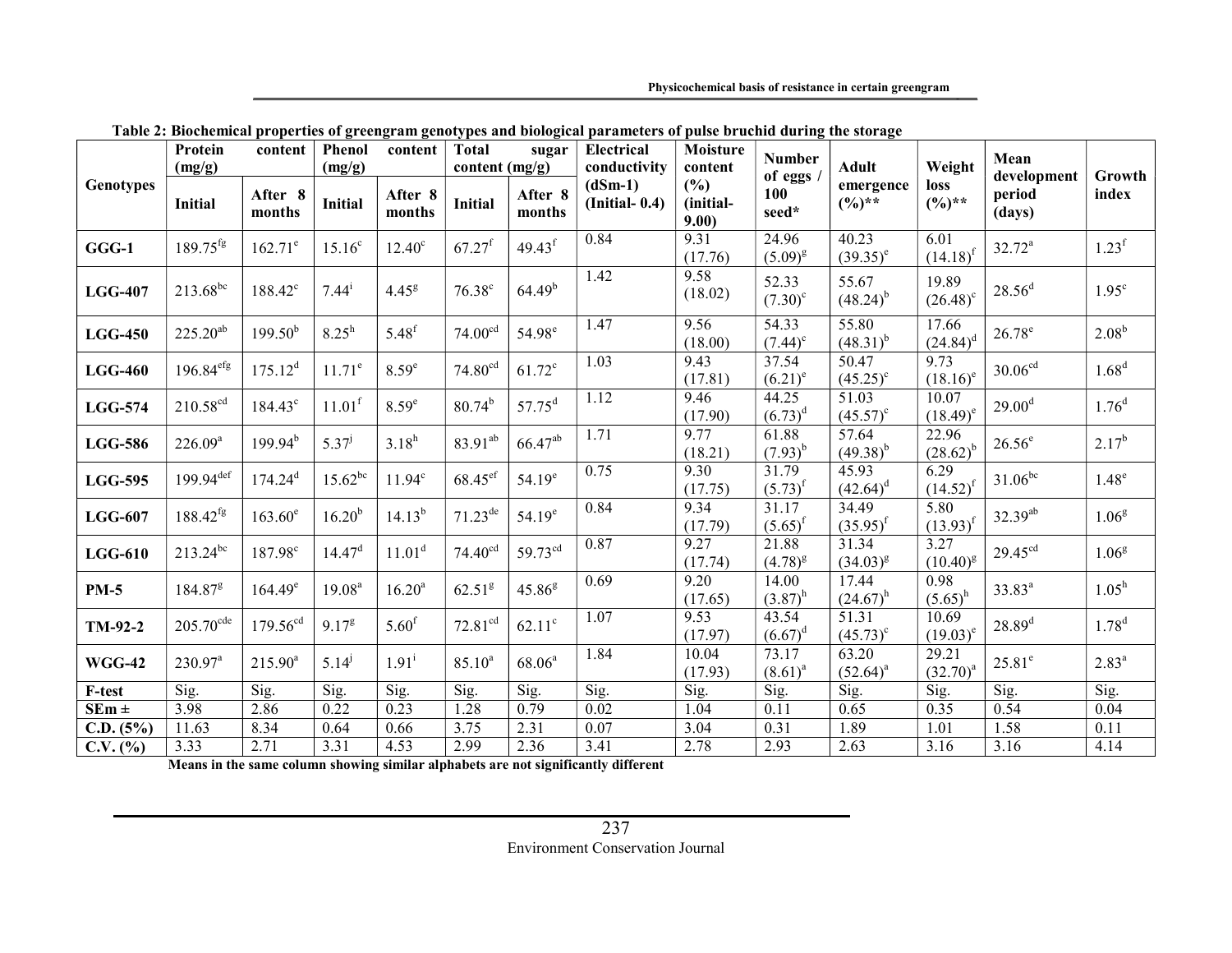**Table 2: Biochemical properties of greengram genotypes and biological parameters of pulse bruchid during the storage**

| Genotypes | Protein content (mg/g) | | Phenol content (mg/g) | | Total sugar content (mg/g) | | Electrical conductivity (dSm-1) (Initial- 0.4) | Moisture content (%) (initial- 9.00) | Number of eggs / 100 seed* | Adult emergence (%)** | Weight loss (%)** | Mean development period (days) | Growth index |
|---|---|---|---|---|---|---|---|---|---|---|---|---|---|
| | Initial | After 8 months | Initial | After 8 months | Initial | After 8 months | | | | | | | |
| **GGG-1** | 189.75$^{fg}$ | 162.71$^{e}$ | 15.16$^{c}$ | 12.40$^{c}$ | 67.27$^{f}$ | 49.43$^{f}$ | 0.84 | 9.31 (17.76) | 24.96 (5.09)$^{g}$ | 40.23 (39.35)$^{e}$ | 6.01 (14.18)$^{f}$ | 32.72$^{a}$ | 1.23$^{f}$ |
| **LGG-407** | 213.68$^{bc}$ | 188.42$^{c}$ | 7.44$^{i}$ | 4.45$^{g}$ | 76.38$^{c}$ | 64.49$^{b}$ | 1.42 | 9.58 (18.02) | 52.33 (7.30)$^{c}$ | 55.67 (48.24)$^{b}$ | 19.89 (26.48)$^{c}$ | 28.56$^{d}$ | 1.95$^{c}$ |
| **LGG-450** | 225.20$^{ab}$ | 199.50$^{b}$ | 8.25$^{h}$ | 5.48$^{f}$ | 74.00$^{cd}$ | 54.98$^{e}$ | 1.47 | 9.56 (18.00) | 54.33 (7.44)$^{c}$ | 55.80 (48.31)$^{b}$ | 17.66 (24.84)$^{d}$ | 26.78$^{e}$ | 2.08$^{b}$ |
| **LGG-460** | 196.84$^{efg}$ | 175.12$^{d}$ | 11.71$^{e}$ | 8.59$^{e}$ | 74.80$^{cd}$ | 61.72$^{c}$ | 1.03 | 9.43 (17.81) | 37.54 (6.21)$^{e}$ | 50.47 (45.25)$^{c}$ | 9.73 (18.16)$^{e}$ | 30.06$^{cd}$ | 1.68$^{d}$ |
| **LGG-574** | 210.58$^{cd}$ | 184.43$^{c}$ | 11.01$^{f}$ | 8.59$^{e}$ | 80.74$^{b}$ | 57.75$^{d}$ | 1.12 | 9.46 (17.90) | 44.25 (6.73)$^{d}$ | 51.03 (45.57)$^{c}$ | 10.07 (18.49)$^{e}$ | 29.00$^{d}$ | 1.76$^{d}$ |
| **LGG-586** | 226.09$^{a}$ | 199.94$^{b}$ | 5.37$^{j}$ | 3.18$^{h}$ | 83.91$^{ab}$ | 66.47$^{ab}$ | 1.71 | 9.77 (18.21) | 61.88 (7.93)$^{b}$ | 57.64 (49.38)$^{b}$ | 22.96 (28.62)$^{b}$ | 26.56$^{e}$ | 2.17$^{b}$ |
| **LGG-595** | 199.94$^{def}$ | 174.24$^{d}$ | 15.62$^{bc}$ | 11.94$^{c}$ | 68.45$^{ef}$ | 54.19$^{e}$ | 0.75 | 9.30 (17.75) | 31.79 (5.73)$^{f}$ | 45.93 (42.64)$^{d}$ | 6.29 (14.52)$^{f}$ | 31.06$^{bc}$ | 1.48$^{e}$ |
| **LGG-607** | 188.42$^{fg}$ | 163.60$^{e}$ | 16.20$^{b}$ | 14.13$^{b}$ | 71.23$^{de}$ | 54.19$^{e}$ | 0.84 | 9.34 (17.79) | 31.17 (5.65)$^{f}$ | 34.49 (35.95)$^{f}$ | 5.80 (13.93)$^{f}$ | 32.39$^{ab}$ | 1.06$^{g}$ |
| **LGG-610** | 213.24$^{bc}$ | 187.98$^{c}$ | 14.47$^{d}$ | 11.01$^{d}$ | 74.40$^{cd}$ | 59.73$^{cd}$ | 0.87 | 9.27 (17.74) | 21.88 (4.78)$^{g}$ | 31.34 (34.03)$^{g}$ | 3.27 (10.40)$^{g}$ | 29.45$^{cd}$ | 1.06$^{g}$ |
| **PM-5** | 184.87$^{g}$ | 164.49$^{e}$ | 19.08$^{a}$ | 16.20$^{a}$ | 62.51$^{g}$ | 45.86$^{g}$ | 0.69 | 9.20 (17.65) | 14.00 (3.87)$^{h}$ | 17.44 (24.67)$^{h}$ | 0.98 (5.65)$^{h}$ | 33.83$^{a}$ | 1.05$^{h}$ |
| **TM-92-2** | 205.70$^{cde}$ | 179.56$^{cd}$ | 9.17$^{g}$ | 5.60$^{f}$ | 72.81$^{cd}$ | 62.11$^{c}$ | 1.07 | 9.53 (17.97) | 43.54 (6.67)$^{d}$ | 51.31 (45.73)$^{c}$ | 10.69 (19.03)$^{e}$ | 28.89$^{d}$ | 1.78$^{d}$ |
| **WGG-42** | 230.97$^{a}$ | 215.90$^{a}$ | 5.14$^{j}$ | 1.91$^{i}$ | 85.10$^{a}$ | 68.06$^{a}$ | 1.84 | 10.04 (17.93) | 73.17 (8.61)$^{a}$ | 63.20 (52.64)$^{a}$ | 29.21 (32.70)$^{a}$ | 25.81$^{e}$ | 2.83$^{a}$ |
| **F-test** | Sig. | Sig. | Sig. | Sig. | Sig. | Sig. | Sig. | Sig. | Sig. | Sig. | Sig. | Sig. | Sig. |
| **SEm ±** | 3.98 | 2.86 | 0.22 | 0.23 | 1.28 | 0.79 | 0.02 | 1.04 | 0.11 | 0.65 | 0.35 | 0.54 | 0.04 |
| **C.D. (5%)** | 11.63 | 8.34 | 0.64 | 0.66 | 3.75 | 2.31 | 0.07 | 3.04 | 0.31 | 1.89 | 1.01 | 1.58 | 0.11 |
| **C.V. (%)** | 3.33 | 2.71 | 3.31 | 4.53 | 2.99 | 2.36 | 3.41 | 2.78 | 2.93 | 2.63 | 3.16 | 3.16 | 4.14 |

**Means in the same column showing similar alphabets are not significantly different**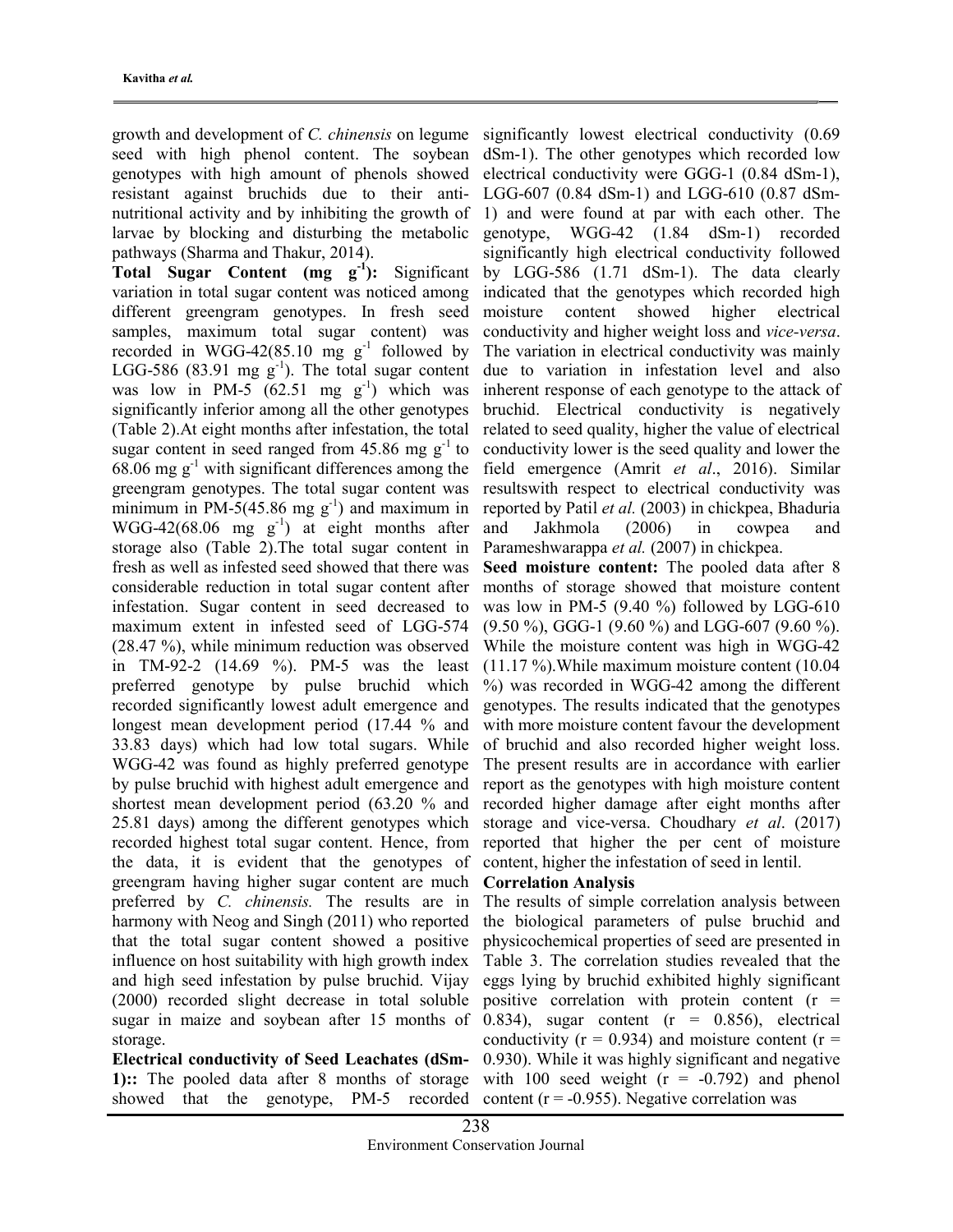growth and development of *C. chinensis* on legume seed with high phenol content. The soybean genotypes with high amount of phenols showed resistant against bruchids due to their anti-nutritional activity and by inhibiting the growth of larvae by blocking and disturbing the metabolic pathways (Sharma and Thakur, 2014).

**Total Sugar Content (mg $g^{-1}$):** Significant variation in total sugar content was noticed among different greengram genotypes. In fresh seed samples, maximum total sugar content) was recorded in WGG-42(85.10 mg $g^{-1}$ followed by LGG-586 (83.91 mg $g^{-1}$). The total sugar content was low in PM-5 (62.51 mg $g^{-1}$) which was significantly inferior among all the other genotypes (Table 2).At eight months after infestation, the total sugar content in seed ranged from 45.86 mg $g^{-1}$ to 68.06 mg $g^{-1}$ with significant differences among the greengram genotypes. The total sugar content was minimum in PM-5(45.86 mg $g^{-1}$) and maximum in WGG-42(68.06 mg $g^{-1}$) at eight months after storage also (Table 2).The total sugar content in fresh as well as infested seed showed that there was considerable reduction in total sugar content after infestation. Sugar content in seed decreased to maximum extent in infested seed of LGG-574 (28.47 %), while minimum reduction was observed in TM-92-2 (14.69 %). PM-5 was the least preferred genotype by pulse bruchid which recorded significantly lowest adult emergence and longest mean development period (17.44 % and 33.83 days) which had low total sugars. While WGG-42 was found as highly preferred genotype by pulse bruchid with highest adult emergence and shortest mean development period (63.20 % and 25.81 days) among the different genotypes which recorded highest total sugar content. Hence, from the data, it is evident that the genotypes of greengram having higher sugar content are much preferred by *C. chinensis.* The results are in harmony with Neog and Singh (2011) who reported that the total sugar content showed a positive influence on host suitability with high growth index and high seed infestation by pulse bruchid. Vijay (2000) recorded slight decrease in total soluble sugar in maize and soybean after 15 months of storage.

**Electrical conductivity of Seed Leachates (dSm-1)::** The pooled data after 8 months of storage showed that the genotype, PM-5 recorded significantly lowest electrical conductivity (0.69 dSm-1). The other genotypes which recorded low electrical conductivity were GGG-1 (0.84 dSm-1), LGG-607 (0.84 dSm-1) and LGG-610 (0.87 dSm-1) and were found at par with each other. The genotype, WGG-42 (1.84 dSm-1) recorded significantly high electrical conductivity followed by LGG-586 (1.71 dSm-1). The data clearly indicated that the genotypes which recorded high moisture content showed higher electrical conductivity and higher weight loss and *vice-versa*. The variation in electrical conductivity was mainly due to variation in infestation level and also inherent response of each genotype to the attack of bruchid. Electrical conductivity is negatively related to seed quality, higher the value of electrical conductivity lower is the seed quality and lower the field emergence (Amrit *et al*., 2016). Similar resultswith respect to electrical conductivity was reported by Patil *et al.* (2003) in chickpea, Bhaduria and Jakhmola (2006) in cowpea and Parameshwarappa *et al.* (2007) in chickpea.

**Seed moisture content:** The pooled data after 8 months of storage showed that moisture content was low in PM-5 (9.40 %) followed by LGG-610 (9.50 %), GGG-1 (9.60 %) and LGG-607 (9.60 %). While the moisture content was high in WGG-42 (11.17 %).While maximum moisture content (10.04 %) was recorded in WGG-42 among the different genotypes. The results indicated that the genotypes with more moisture content favour the development of bruchid and also recorded higher weight loss. The present results are in accordance with earlier report as the genotypes with high moisture content recorded higher damage after eight months after storage and vice-versa. Choudhary *et al*. (2017) reported that higher the per cent of moisture content, higher the infestation of seed in lentil.

**Correlation Analysis**

The results of simple correlation analysis between the biological parameters of pulse bruchid and physicochemical properties of seed are presented in Table 3. The correlation studies revealed that the eggs lying by bruchid exhibited highly significant positive correlation with protein content ($r$ = 0.834), sugar content ($r$ = 0.856), electrical conductivity ($r$ = 0.934) and moisture content ($r$ = 0.930). While it was highly significant and negative with 100 seed weight ($r$ = -0.792) and phenol content ($r$ = -0.955). Negative correlation was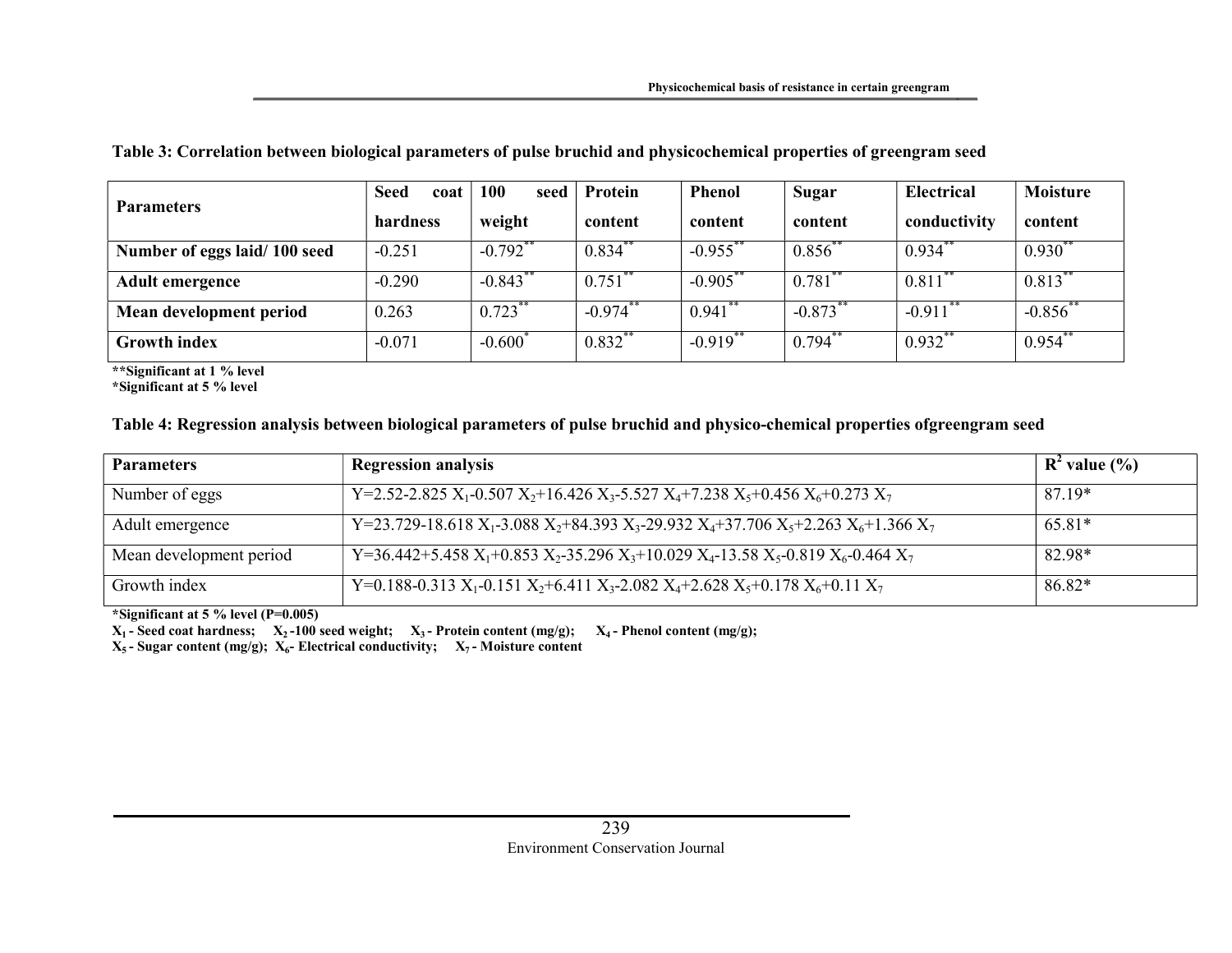**Table 3: Correlation between biological parameters of pulse bruchid and physicochemical properties of greengram seed**

| Parameters | Seed coat hardness | 100 seed weight | Protein content | Phenol content | Sugar content | Electrical conductivity | Moisture content |
|---|---|---|---|---|---|---|---|
| **Number of eggs laid/ 100 seed** | -0.251 | -0.792** | 0.834** | -0.955** | 0.856** | 0.934** | 0.930** |
| **Adult emergence** | -0.290 | -0.843** | 0.751** | -0.905** | 0.781** | 0.811** | 0.813** |
| **Mean development period** | 0.263 | 0.723** | -0.974** | 0.941** | -0.873** | -0.911** | -0.856** |
| **Growth index** | -0.071 | -0.600* | 0.832** | -0.919** | 0.794** | 0.932** | 0.954** |

**\*\*Significant at 1 % level**
**\*Significant at 5 % level**

**Table 4: Regression analysis between biological parameters of pulse bruchid and physico-chemical properties ofgreengram seed**

| Parameters | Regression analysis | $R^2$ value (%) |
|---|---|---|
| Number of eggs | $Y=2.52-2.825 X_1-0.507 X_2+16.426 X_3-5.527 X_4+7.238 X_5+0.456 X_6+0.273 X_7$ | 87.19* |
| Adult emergence | $Y=23.729-18.618 X_1-3.088 X_2+84.393 X_3-29.932 X_4+37.706 X_5+2.263 X_6+1.366 X_7$ | 65.81* |
| Mean development period | $Y=36.442+5.458 X_1+0.853 X_2-35.296 X_3+10.029 X_4-13.58 X_5-0.819 X_6-0.464 X_7$ | 82.98* |
| Growth index | $Y=0.188-0.313 X_1-0.151 X_2+6.411 X_3-2.082 X_4+2.628 X_5+0.178 X_6+0.11 X_7$ | 86.82* |

**\*Significant at 5 % level (P=0.005)**
**$X_1$ - Seed coat hardness; $X_2$ -100 seed weight; $X_3$ - Protein content (mg/g); $X_4$ - Phenol content (mg/g);**
**$X_5$ - Sugar content (mg/g); $X_6$- Electrical conductivity; $X_7$ - Moisture content**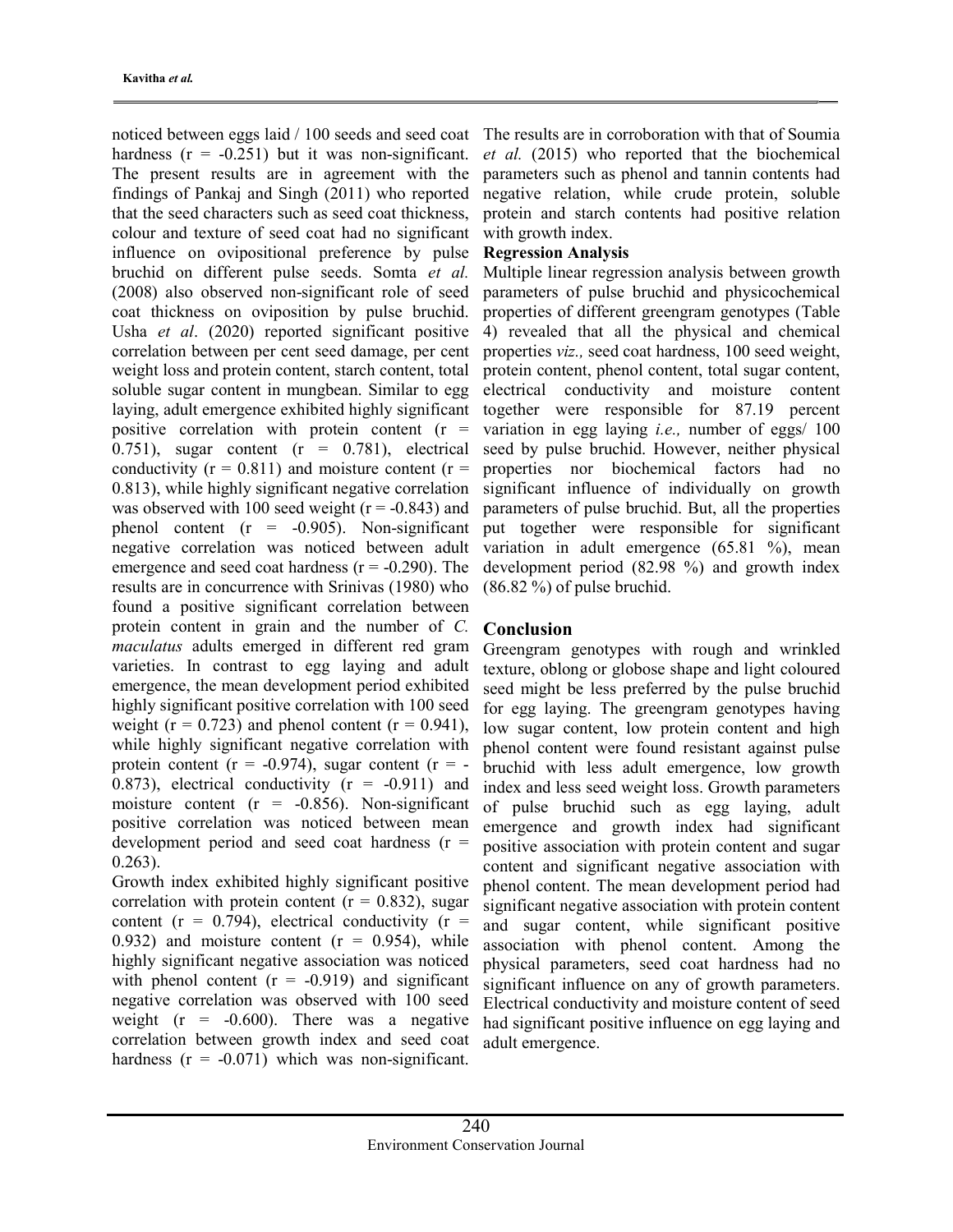noticed between eggs laid / 100 seeds and seed coat hardness (r = -0.251) but it was non-significant. The present results are in agreement with the findings of Pankaj and Singh (2011) who reported that the seed characters such as seed coat thickness, colour and texture of seed coat had no significant influence on ovipositional preference by pulse bruchid on different pulse seeds. Somta *et al.* (2008) also observed non-significant role of seed coat thickness on oviposition by pulse bruchid. Usha *et al*. (2020) reported significant positive correlation between per cent seed damage, per cent weight loss and protein content, starch content, total soluble sugar content in mungbean. Similar to egg laying, adult emergence exhibited highly significant positive correlation with protein content (r = 0.751), sugar content (r = 0.781), electrical conductivity (r = 0.811) and moisture content (r = 0.813), while highly significant negative correlation was observed with 100 seed weight (r = -0.843) and phenol content (r = -0.905). Non-significant negative correlation was noticed between adult emergence and seed coat hardness (r = -0.290). The results are in concurrence with Srinivas (1980) who found a positive significant correlation between protein content in grain and the number of *C. maculatus* adults emerged in different red gram varieties. In contrast to egg laying and adult emergence, the mean development period exhibited highly significant positive correlation with 100 seed weight (r = 0.723) and phenol content (r = 0.941), while highly significant negative correlation with protein content (r = -0.974), sugar content (r = -0.873), electrical conductivity (r = -0.911) and moisture content (r = -0.856). Non-significant positive correlation was noticed between mean development period and seed coat hardness (r = 0.263).

Growth index exhibited highly significant positive correlation with protein content (r = 0.832), sugar content (r = 0.794), electrical conductivity (r = 0.932) and moisture content (r = 0.954), while highly significant negative association was noticed with phenol content (r = -0.919) and significant negative correlation was observed with 100 seed weight (r = -0.600). There was a negative correlation between growth index and seed coat hardness (r = -0.071) which was non-significant. The results are in corroboration with that of Soumia *et al.* (2015) who reported that the biochemical parameters such as phenol and tannin contents had negative relation, while crude protein, soluble protein and starch contents had positive relation with growth index.

**Regression Analysis**

Multiple linear regression analysis between growth parameters of pulse bruchid and physicochemical properties of different greengram genotypes (Table 4) revealed that all the physical and chemical properties *viz.,* seed coat hardness, 100 seed weight, protein content, phenol content, total sugar content, electrical conductivity and moisture content together were responsible for 87.19 percent variation in egg laying *i.e.,* number of eggs/ 100 seed by pulse bruchid. However, neither physical properties nor biochemical factors had no significant influence of individually on growth parameters of pulse bruchid. But, all the properties put together were responsible for significant variation in adult emergence (65.81 %), mean development period (82.98 %) and growth index (86.82 %) of pulse bruchid.

## Conclusion

Greengram genotypes with rough and wrinkled texture, oblong or globose shape and light coloured seed might be less preferred by the pulse bruchid for egg laying. The greengram genotypes having low sugar content, low protein content and high phenol content were found resistant against pulse bruchid with less adult emergence, low growth index and less seed weight loss. Growth parameters of pulse bruchid such as egg laying, adult emergence and growth index had significant positive association with protein content and sugar content and significant negative association with phenol content. The mean development period had significant negative association with protein content and sugar content, while significant positive association with phenol content. Among the physical parameters, seed coat hardness had no significant influence on any of growth parameters. Electrical conductivity and moisture content of seed had significant positive influence on egg laying and adult emergence.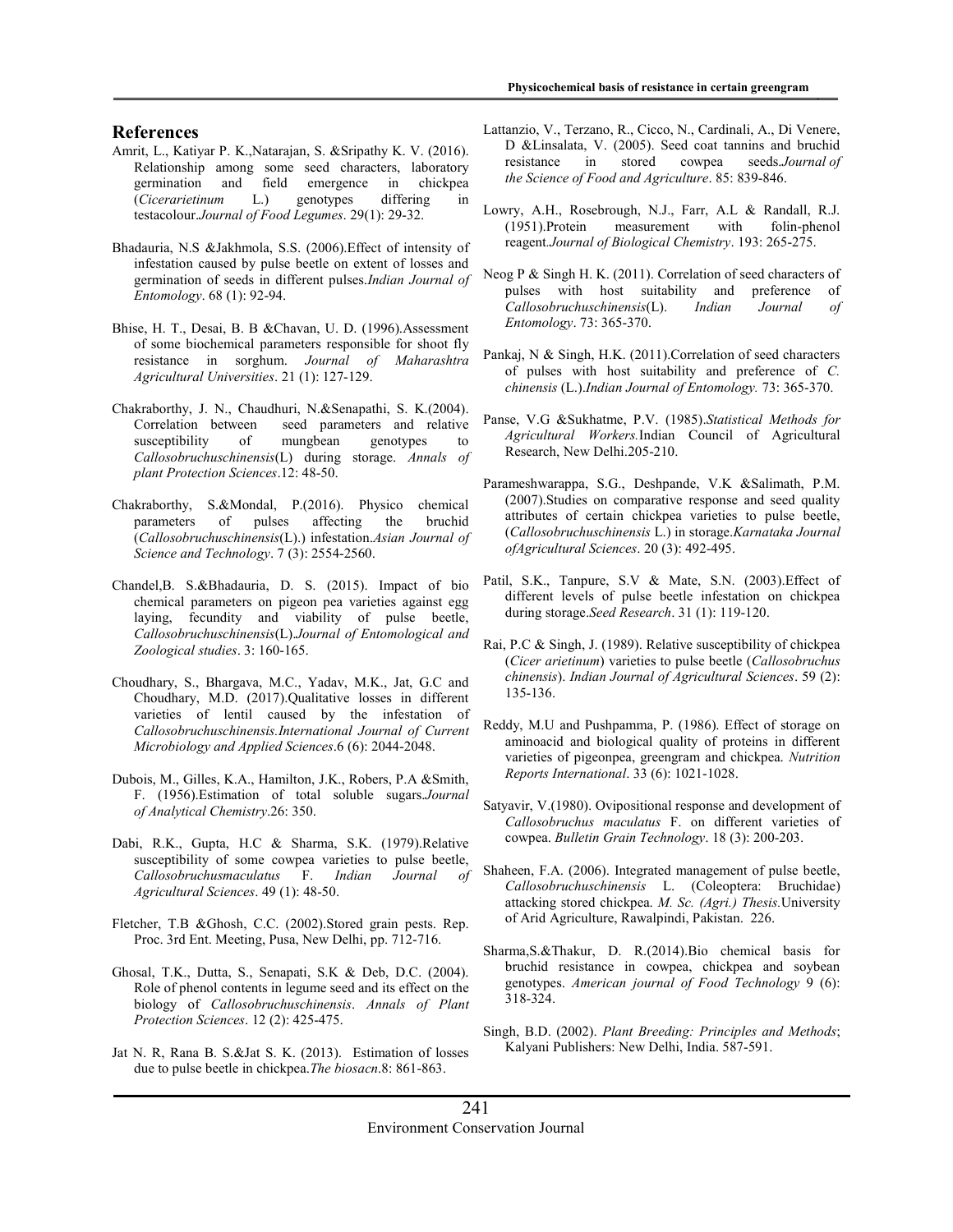## References

Amrit, L., Katiyar P. K.,Natarajan, S. &Sripathy K. V. (2016). Relationship among some seed characters, laboratory germination and field emergence in chickpea (*Cicerarietinum* L.) genotypes differing in testacolour.*Journal of Food Legumes*. 29(1): 29-32.

Bhadauria, N.S &Jakhmola, S.S. (2006).Effect of intensity of infestation caused by pulse beetle on extent of losses and germination of seeds in different pulses.*Indian Journal of Entomology*. 68 (1): 92-94.

Bhise, H. T., Desai, B. B &Chavan, U. D. (1996).Assessment of some biochemical parameters responsible for shoot fly resistance in sorghum. *Journal of Maharashtra Agricultural Universities*. 21 (1): 127-129.

Chakraborthy, J. N., Chaudhuri, N.&Senapathi, S. K.(2004). Correlation between seed parameters and relative susceptibility of mungbean genotypes to *Callosobruchuschinensis*(L) during storage. *Annals of plant Protection Sciences*.12: 48-50.

Chakraborthy, S.&Mondal, P.(2016). Physico chemical parameters of pulses affecting the bruchid (*Callosobruchuschinensis*(L).) infestation.*Asian Journal of Science and Technology*. 7 (3): 2554-2560.

Chandel,B. S.&Bhadauria, D. S. (2015). Impact of bio chemical parameters on pigeon pea varieties against egg laying, fecundity and viability of pulse beetle, *Callosobruchuschinensis*(L).*Journal of Entomological and Zoological studies*. 3: 160-165.

Choudhary, S., Bhargava, M.C., Yadav, M.K., Jat, G.C and Choudhary, M.D. (2017).Qualitative losses in different varieties of lentil caused by the infestation of *Callosobruchuschinensis.International Journal of Current Microbiology and Applied Sciences*.6 (6): 2044-2048.

Dubois, M., Gilles, K.A., Hamilton, J.K., Robers, P.A &Smith, F. (1956).Estimation of total soluble sugars.*Journal of Analytical Chemistry*.26: 350.

Dabi, R.K., Gupta, H.C & Sharma, S.K. (1979).Relative susceptibility of some cowpea varieties to pulse beetle, *Callosobruchusmaculatus* F. *Indian Journal of Agricultural Sciences*. 49 (1): 48-50.

Fletcher, T.B &Ghosh, C.C. (2002).Stored grain pests. Rep. Proc. 3rd Ent. Meeting, Pusa, New Delhi, pp. 712-716.

Ghosal, T.K., Dutta, S., Senapati, S.K & Deb, D.C. (2004). Role of phenol contents in legume seed and its effect on the biology of *Callosobruchuschinensis*. *Annals of Plant Protection Sciences*. 12 (2): 425-475.

Jat N. R, Rana B. S.&Jat S. K. (2013). Estimation of losses due to pulse beetle in chickpea.*The biosacn*.8: 861-863.

Lattanzio, V., Terzano, R., Cicco, N., Cardinali, A., Di Venere, D &Linsalata, V. (2005). Seed coat tannins and bruchid resistance in stored cowpea seeds.*Journal of the Science of Food and Agriculture*. 85: 839-846.

Lowry, A.H., Rosebrough, N.J., Farr, A.L & Randall, R.J. (1951).Protein measurement with folin-phenol reagent.*Journal of Biological Chemistry*. 193: 265-275.

Neog P & Singh H. K. (2011). Correlation of seed characters of pulses with host suitability and preference of *Callosobruchuschinensis*(L). *Indian Journal of Entomology*. 73: 365-370.

Pankaj, N & Singh, H.K. (2011).Correlation of seed characters of pulses with host suitability and preference of *C. chinensis* (L.).*Indian Journal of Entomology.* 73: 365-370.

Panse, V.G &Sukhatme, P.V. (1985).*Statistical Methods for Agricultural Workers.*Indian Council of Agricultural Research, New Delhi.205-210.

Parameshwarappa, S.G., Deshpande, V.K &Salimath, P.M. (2007).Studies on comparative response and seed quality attributes of certain chickpea varieties to pulse beetle, (*Callosobruchuschinensis* L.) in storage.*Karnataka Journal ofAgricultural Sciences*. 20 (3): 492-495.

Patil, S.K., Tanpure, S.V & Mate, S.N. (2003).Effect of different levels of pulse beetle infestation on chickpea during storage.*Seed Research*. 31 (1): 119-120.

Rai, P.C & Singh, J. (1989). Relative susceptibility of chickpea (*Cicer arietinum*) varieties to pulse beetle (*Callosobruchus chinensis*). *Indian Journal of Agricultural Sciences*. 59 (2): 135-136.

Reddy, M.U and Pushpamma, P. (1986). Effect of storage on aminoacid and biological quality of proteins in different varieties of pigeonpea, greengram and chickpea. *Nutrition Reports International*. 33 (6): 1021-1028.

Satyavir, V.(1980). Ovipositional response and development of *Callosobruchus maculatus* F. on different varieties of cowpea. *Bulletin Grain Technology*. 18 (3): 200-203.

Shaheen, F.A. (2006). Integrated management of pulse beetle, *Callosobruchuschinensis* L. (Coleoptera: Bruchidae) attacking stored chickpea. *M. Sc. (Agri.) Thesis.*University of Arid Agriculture, Rawalpindi, Pakistan. 226.

Sharma,S.&Thakur, D. R.(2014).Bio chemical basis for bruchid resistance in cowpea, chickpea and soybean genotypes. *American journal of Food Technology* 9 (6): 318-324.

Singh, B.D. (2002). *Plant Breeding: Principles and Methods*; Kalyani Publishers: New Delhi, India. 587-591.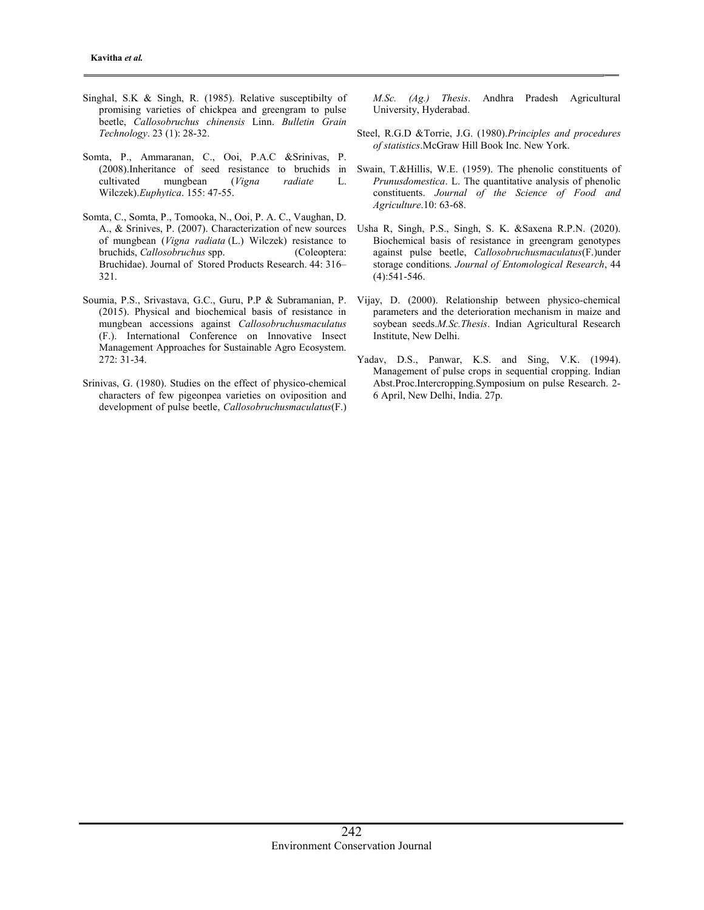Singhal, S.K & Singh, R. (1985). Relative susceptibilty of promising varieties of chickpea and greengram to pulse beetle, *Callosobruchus chinensis* Linn. *Bulletin Grain Technology*. 23 (1): 28-32.

Somta, P., Ammaranan, C., Ooi, P.A.C &Srinivas, P. (2008).Inheritance of seed resistance to bruchids in cultivated mungbean (*Vigna radiate* L. Wilczek).*Euphytica*. 155: 47-55.

Somta, C., Somta, P., Tomooka, N., Ooi, P. A. C., Vaughan, D. A., & Srinives, P. (2007). Characterization of new sources of mungbean (*Vigna radiata* (L.) Wilczek) resistance to bruchids, *Callosobruchus* spp. (Coleoptera: Bruchidae). Journal of Stored Products Research. 44: 316–321.

Soumia, P.S., Srivastava, G.C., Guru, P.P & Subramanian, P. (2015). Physical and biochemical basis of resistance in mungbean accessions against *Callosobruchusmaculatus* (F.). International Conference on Innovative Insect Management Approaches for Sustainable Agro Ecosystem. 272: 31-34.

Srinivas, G. (1980). Studies on the effect of physico-chemical characters of few pigeonpea varieties on oviposition and development of pulse beetle, *Callosobruchusmaculatus*(F.) *M.Sc. (Ag.) Thesis*. Andhra Pradesh Agricultural University, Hyderabad.

Steel, R.G.D &Torrie, J.G. (1980).*Principles and procedures of statistics*.McGraw Hill Book Inc. New York.

Swain, T.&Hillis, W.E. (1959). The phenolic constituents of *Prunusdomestica*. L. The quantitative analysis of phenolic constituents. *Journal of the Science of Food and Agriculture*.10: 63-68.

Usha R, Singh, P.S., Singh, S. K. &Saxena R.P.N. (2020). Biochemical basis of resistance in greengram genotypes against pulse beetle, *Callosobruchusmaculatus*(F.)under storage conditions. *Journal of Entomological Research*, 44 (4):541-546.

Vijay, D. (2000). Relationship between physico-chemical parameters and the deterioration mechanism in maize and soybean seeds.*M.Sc.Thesis*. Indian Agricultural Research Institute, New Delhi.

Yadav, D.S., Panwar, K.S. and Sing, V.K. (1994). Management of pulse crops in sequential cropping. Indian Abst.Proc.Intercropping.Symposium on pulse Research. 2-6 April, New Delhi, India. 27p.